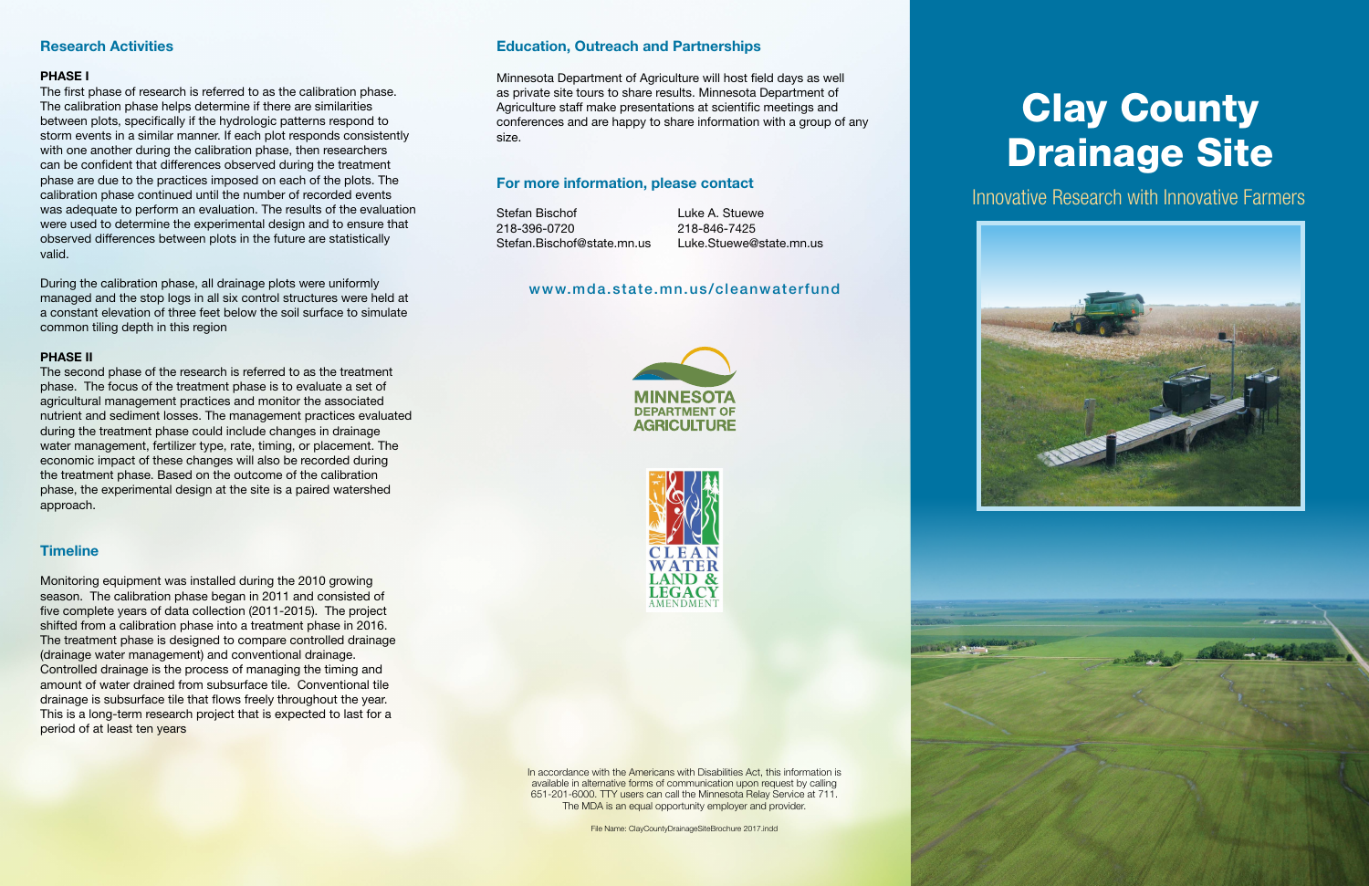# Clay County Drainage Site

Innovative Research with Innovative Farmers

## Research Activities

**PHASE I**

The first phase of research is referred to as the calibration phase. The calibration phase helps determine if there are similarities between plots, specifically if the hydrologic patterns respond to storm events in a similar manner. If each plot responds consistently with one another during the calibration phase, then researchers can be confident that differences observed during the treatment phase are due to the practices imposed on each of the plots. The calibration phase continued until the number of recorded events was adequate to perform an evaluation. The results of the evaluation were used to determine the experimental design and to ensure that observed differences between plots in the future are statistically valid.

During the calibration phase, all drainage plots were uniformly managed and the stop logs in all six control structures were held at a constant elevation of three feet below the soil surface to simulate common tiling depth in this region

**PHASE II**

The second phase of the research is referred to as the treatment phase. The focus of the treatment phase is to evaluate a set of agricultural management practices and monitor the associated nutrient and sediment losses. The management practices evaluated during the treatment phase could include changes in drainage water management, fertilizer type, rate, timing, or placement. The economic impact of these changes will also be recorded during the treatment phase. Based on the outcome of the calibration phase, the experimental design at the site is a paired watershed approach.

## Timeline

Monitoring equipment was installed during the 2010 growing season. The calibration phase began in 2011 and consisted of five complete years of data collection (2011-2015). The project shifted from a calibration phase into a treatment phase in 2016. The treatment phase is designed to compare controlled drainage (drainage water management) and conventional drainage. Controlled drainage is the process of managing the timing and amount of water drained from subsurface tile. Conventional tile drainage is subsurface tile that flows freely throughout the year. This is a long-term research project that is expected to last for a period of at least ten years

## Education, Outreach and Partnerships

Minnesota Department of Agriculture will host field days as well as private site tours to share results. Minnesota Department of Agriculture staff make presentations at scientific meetings and conferences and are happy to share information with a group of any size.

## For more information, please contact

Stefan Bischof
218-396-0720
Stefan.Bischof@state.mn.us

Luke A. Stuewe
218-846-7425
Luke.Stuewe@state.mn.us

www.mda.state.mn.us/cleanwaterfund

MINNESOTA DEPARTMENT OF AGRICULTURE

CLEAN WATER LAND & LEGACY AMENDMENT

In accordance with the Americans with Disabilities Act, this information is available in alternative forms of communication upon request by calling 651-201-6000. TTY users can call the Minnesota Relay Service at 711. The MDA is an equal opportunity employer and provider.

File Name: ClayCountyDrainageSiteBrochure 2017.indd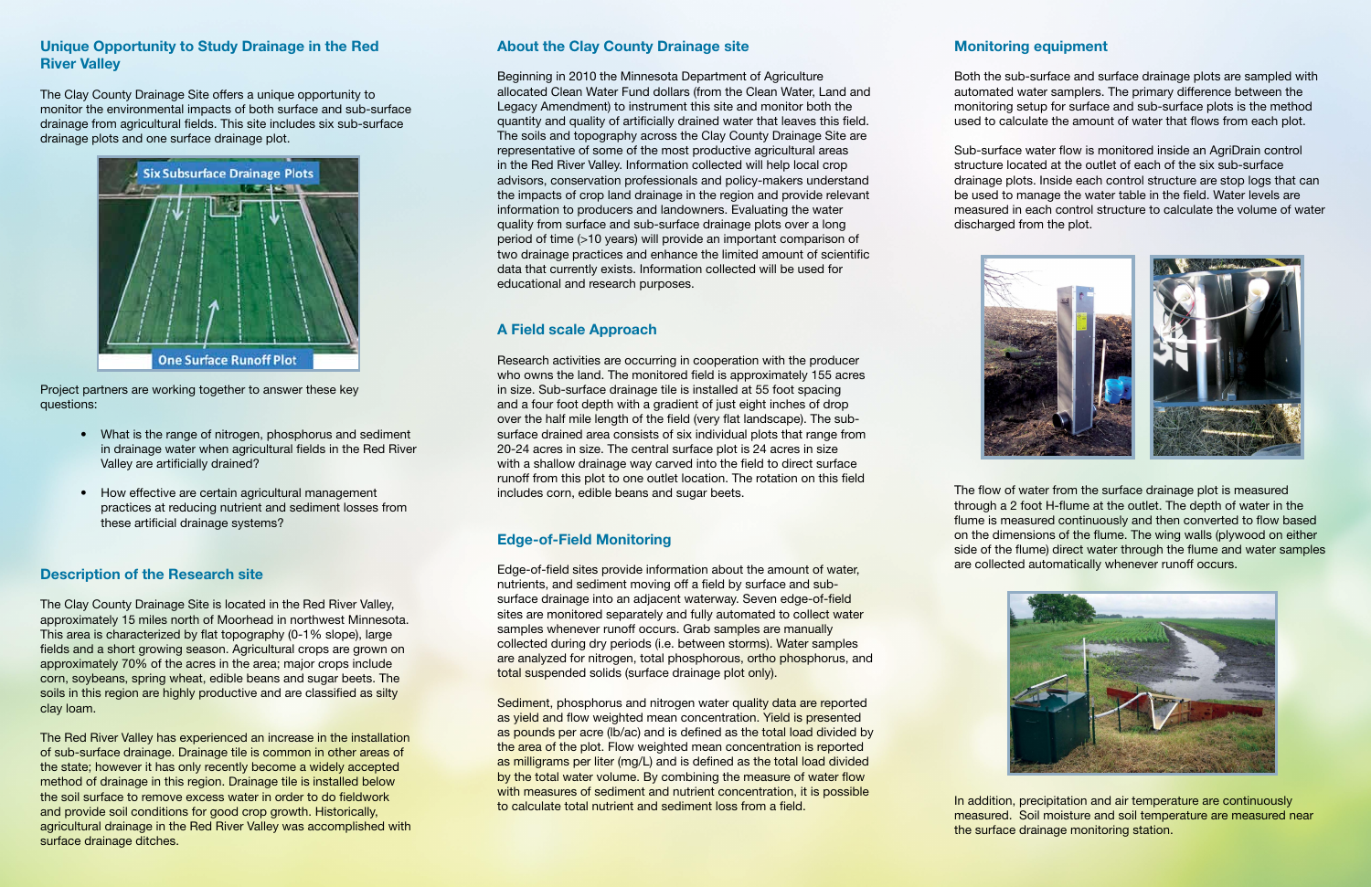## Unique Opportunity to Study Drainage in the Red River Valley

The Clay County Drainage Site offers a unique opportunity to monitor the environmental impacts of both surface and sub-surface drainage from agricultural fields. This site includes six sub-surface drainage plots and one surface drainage plot.

Six Subsurface Drainage Plots

One Surface Runoff Plot

Project partners are working together to answer these key questions:

- What is the range of nitrogen, phosphorus and sediment in drainage water when agricultural fields in the Red River Valley are artificially drained?
- How effective are certain agricultural management practices at reducing nutrient and sediment losses from these artificial drainage systems?

## Description of the Research site

The Clay County Drainage Site is located in the Red River Valley, approximately 15 miles north of Moorhead in northwest Minnesota. This area is characterized by flat topography (0-1% slope), large fields and a short growing season. Agricultural crops are grown on approximately 70% of the acres in the area; major crops include corn, soybeans, spring wheat, edible beans and sugar beets. The soils in this region are highly productive and are classified as silty clay loam.

The Red River Valley has experienced an increase in the installation of sub-surface drainage. Drainage tile is common in other areas of the state; however it has only recently become a widely accepted method of drainage in this region. Drainage tile is installed below the soil surface to remove excess water in order to do fieldwork and provide soil conditions for good crop growth. Historically, agricultural drainage in the Red River Valley was accomplished with surface drainage ditches.

## About the Clay County Drainage site

Beginning in 2010 the Minnesota Department of Agriculture allocated Clean Water Fund dollars (from the Clean Water, Land and Legacy Amendment) to instrument this site and monitor both the quantity and quality of artificially drained water that leaves this field. The soils and topography across the Clay County Drainage Site are representative of some of the most productive agricultural areas in the Red River Valley. Information collected will help local crop advisors, conservation professionals and policy-makers understand the impacts of crop land drainage in the region and provide relevant information to producers and landowners. Evaluating the water quality from surface and sub-surface drainage plots over a long period of time (>10 years) will provide an important comparison of two drainage practices and enhance the limited amount of scientific data that currently exists. Information collected will be used for educational and research purposes.

## A Field scale Approach

Research activities are occurring in cooperation with the producer who owns the land. The monitored field is approximately 155 acres in size. Sub-surface drainage tile is installed at 55 foot spacing and a four foot depth with a gradient of just eight inches of drop over the half mile length of the field (very flat landscape). The sub-surface drained area consists of six individual plots that range from 20-24 acres in size. The central surface plot is 24 acres in size with a shallow drainage way carved into the field to direct surface runoff from this plot to one outlet location. The rotation on this field includes corn, edible beans and sugar beets.

## Edge-of-Field Monitoring

Edge-of-field sites provide information about the amount of water, nutrients, and sediment moving off a field by surface and sub-surface drainage into an adjacent waterway. Seven edge-of-field sites are monitored separately and fully automated to collect water samples whenever runoff occurs. Grab samples are manually collected during dry periods (i.e. between storms). Water samples are analyzed for nitrogen, total phosphorous, ortho phosphorus, and total suspended solids (surface drainage plot only).

Sediment, phosphorus and nitrogen water quality data are reported as yield and flow weighted mean concentration. Yield is presented as pounds per acre (lb/ac) and is defined as the total load divided by the area of the plot. Flow weighted mean concentration is reported as milligrams per liter (mg/L) and is defined as the total load divided by the total water volume. By combining the measure of water flow with measures of sediment and nutrient concentration, it is possible to calculate total nutrient and sediment loss from a field.

## Monitoring equipment

Both the sub-surface and surface drainage plots are sampled with automated water samplers. The primary difference between the monitoring setup for surface and sub-surface plots is the method used to calculate the amount of water that flows from each plot.

Sub-surface water flow is monitored inside an AgriDrain control structure located at the outlet of each of the six sub-surface drainage plots. Inside each control structure are stop logs that can be used to manage the water table in the field. Water levels are measured in each control structure to calculate the volume of water discharged from the plot.

The flow of water from the surface drainage plot is measured through a 2 foot H-flume at the outlet. The depth of water in the flume is measured continuously and then converted to flow based on the dimensions of the flume. The wing walls (plywood on either side of the flume) direct water through the flume and water samples are collected automatically whenever runoff occurs.

In addition, precipitation and air temperature are continuously measured. Soil moisture and soil temperature are measured near the surface drainage monitoring station.